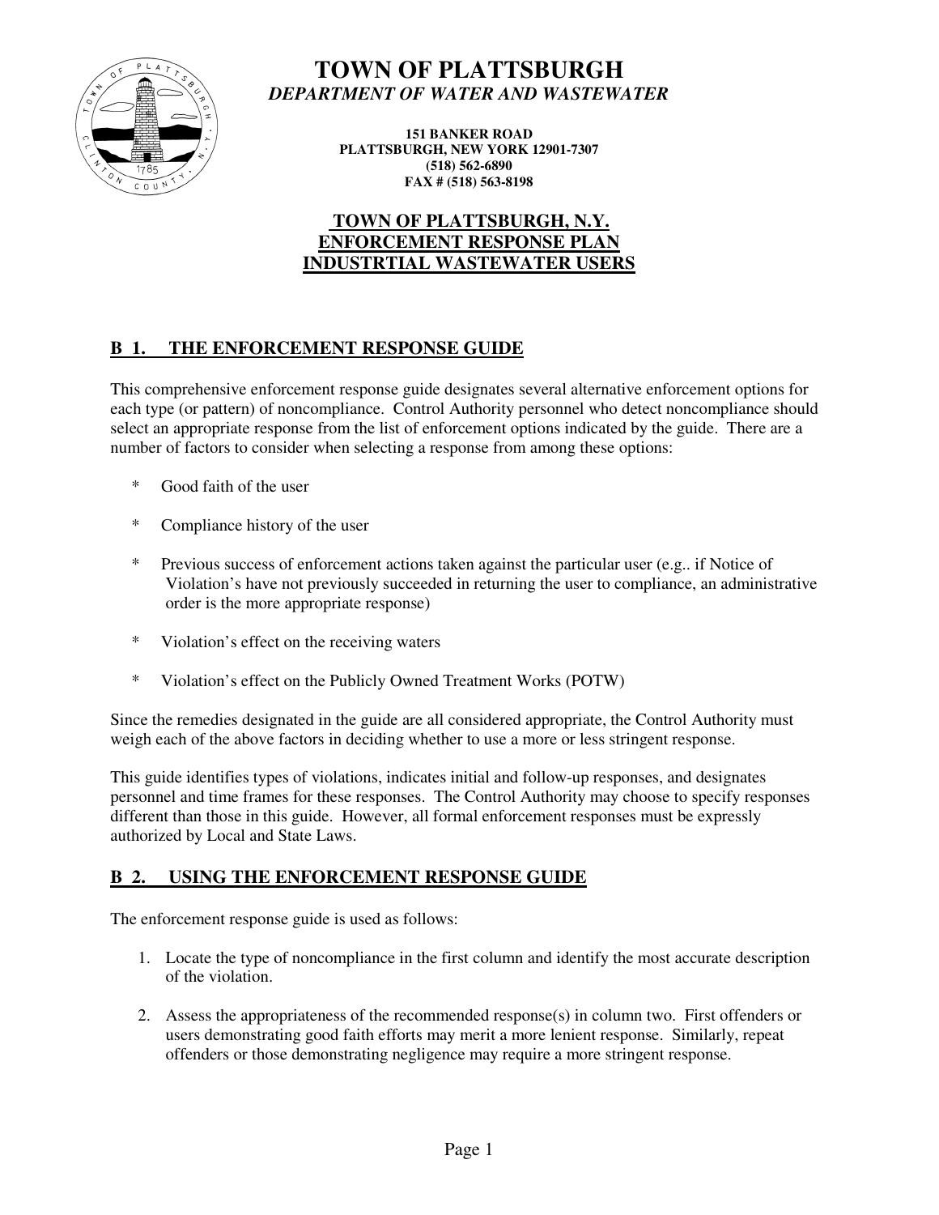# TOWN OF PLATTSBURGH

***DEPARTMENT OF WATER AND WASTEWATER***

**151 BANKER ROAD**
**PLATTSBURGH, NEW YORK 12901-7307**
**(518) 562-6890**
**FAX # (518) 563-8198**

## TOWN OF PLATTSBURGH, N.Y.
## ENFORCEMENT RESPONSE PLAN
## INDUSTRTIAL WASTEWATER USERS

## B 1. THE ENFORCEMENT RESPONSE GUIDE

This comprehensive enforcement response guide designates several alternative enforcement options for each type (or pattern) of noncompliance. Control Authority personnel who detect noncompliance should select an appropriate response from the list of enforcement options indicated by the guide. There are a number of factors to consider when selecting a response from among these options:

* Good faith of the user
* Compliance history of the user
* Previous success of enforcement actions taken against the particular user (e.g.. if Notice of Violation's have not previously succeeded in returning the user to compliance, an administrative order is the more appropriate response)
* Violation's effect on the receiving waters
* Violation's effect on the Publicly Owned Treatment Works (POTW)

Since the remedies designated in the guide are all considered appropriate, the Control Authority must weigh each of the above factors in deciding whether to use a more or less stringent response.

This guide identifies types of violations, indicates initial and follow-up responses, and designates personnel and time frames for these responses. The Control Authority may choose to specify responses different than those in this guide. However, all formal enforcement responses must be expressly authorized by Local and State Laws.

## B 2. USING THE ENFORCEMENT RESPONSE GUIDE

The enforcement response guide is used as follows:

1. Locate the type of noncompliance in the first column and identify the most accurate description of the violation.
2. Assess the appropriateness of the recommended response(s) in column two. First offenders or users demonstrating good faith efforts may merit a more lenient response. Similarly, repeat offenders or those demonstrating negligence may require a more stringent response.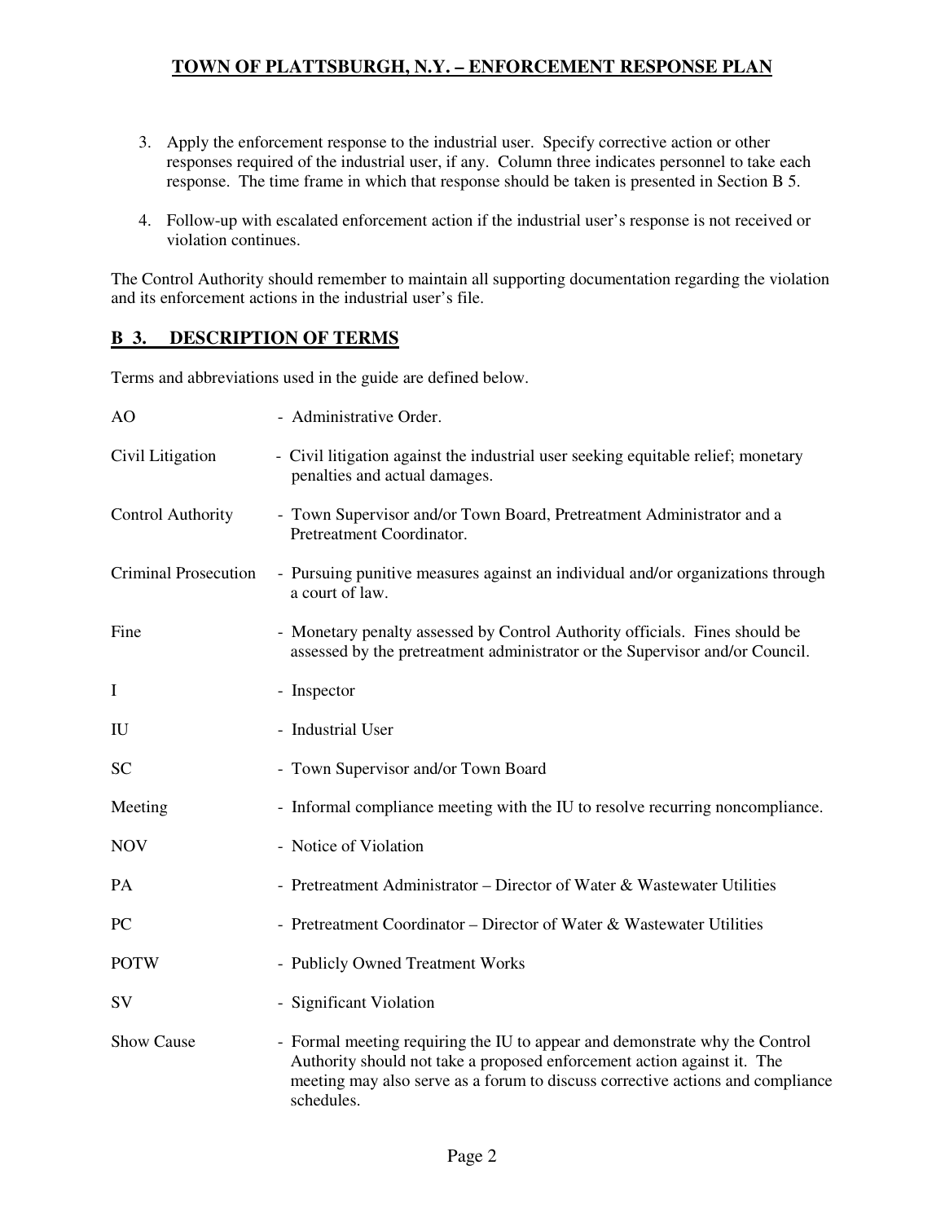3. Apply the enforcement response to the industrial user. Specify corrective action or other responses required of the industrial user, if any. Column three indicates personnel to take each response. The time frame in which that response should be taken is presented in Section B 5.

4. Follow-up with escalated enforcement action if the industrial user's response is not received or violation continues.

The Control Authority should remember to maintain all supporting documentation regarding the violation and its enforcement actions in the industrial user's file.

## B 3. DESCRIPTION OF TERMS

Terms and abbreviations used in the guide are defined below.

| | |
|---|---|
| AO | - Administrative Order. |
| Civil Litigation | - Civil litigation against the industrial user seeking equitable relief; monetary penalties and actual damages. |
| Control Authority | - Town Supervisor and/or Town Board, Pretreatment Administrator and a Pretreatment Coordinator. |
| Criminal Prosecution | - Pursuing punitive measures against an individual and/or organizations through a court of law. |
| Fine | - Monetary penalty assessed by Control Authority officials. Fines should be assessed by the pretreatment administrator or the Supervisor and/or Council. |
| I | - Inspector |
| IU | - Industrial User |
| SC | - Town Supervisor and/or Town Board |
| Meeting | - Informal compliance meeting with the IU to resolve recurring noncompliance. |
| NOV | - Notice of Violation |
| PA | - Pretreatment Administrator – Director of Water & Wastewater Utilities |
| PC | - Pretreatment Coordinator – Director of Water & Wastewater Utilities |
| POTW | - Publicly Owned Treatment Works |
| SV | - Significant Violation |
| Show Cause | - Formal meeting requiring the IU to appear and demonstrate why the Control Authority should not take a proposed enforcement action against it. The meeting may also serve as a forum to discuss corrective actions and compliance schedules. |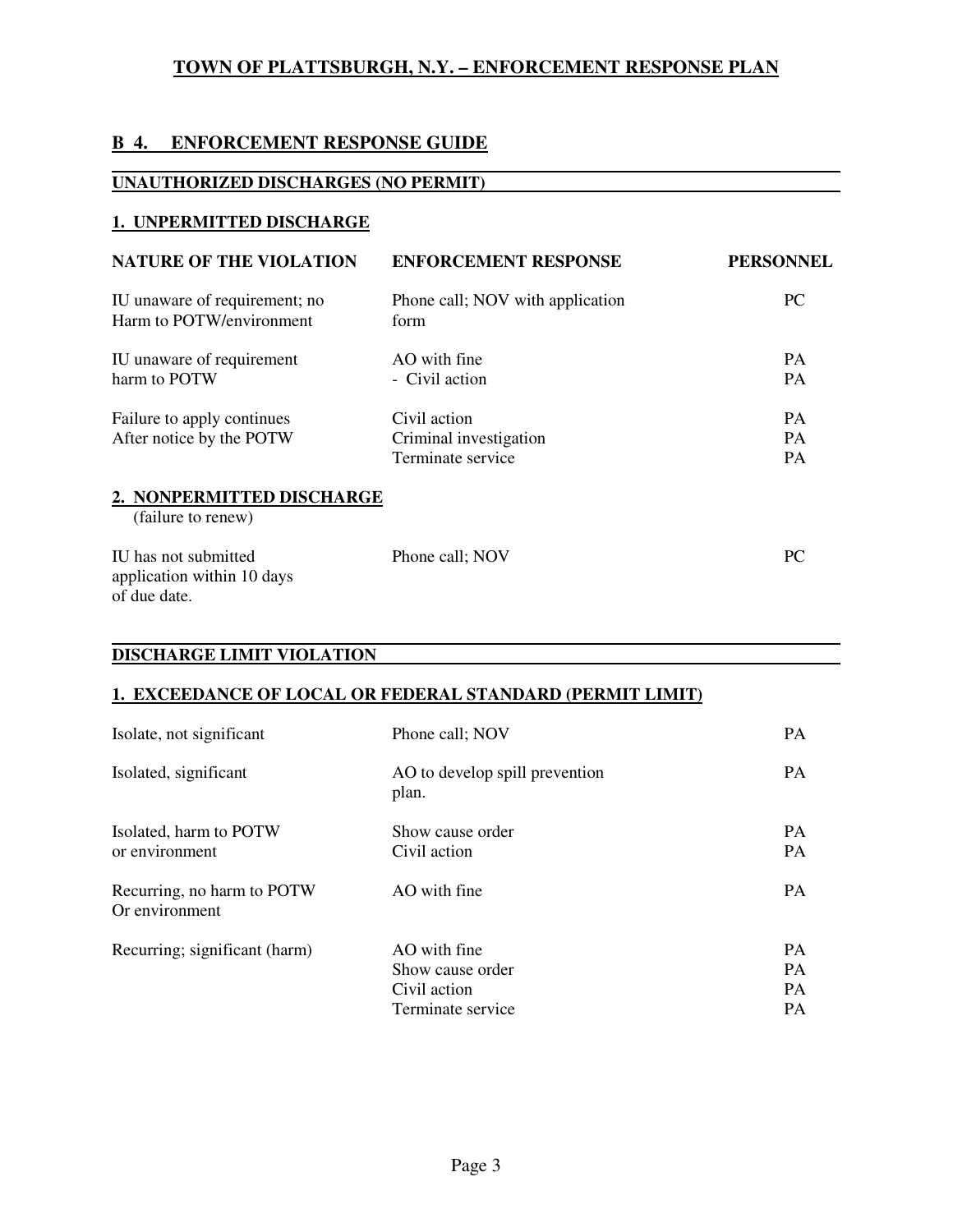## B 4. ENFORCEMENT RESPONSE GUIDE

### UNAUTHORIZED DISCHARGES (NO PERMIT)

#### 1. UNPERMITTED DISCHARGE

| NATURE OF THE VIOLATION | ENFORCEMENT RESPONSE | PERSONNEL |
|---|---|---|
| IU unaware of requirement; no Harm to POTW/environment | Phone call; NOV with application form | PC |
| IU unaware of requirement harm to POTW | AO with fine | PA |
| | - Civil action | PA |
| Failure to apply continues After notice by the POTW | Civil action | PA |
| | Criminal investigation | PA |
| | Terminate service | PA |

#### 2. NONPERMITTED DISCHARGE
(failure to renew)

| NATURE OF THE VIOLATION | ENFORCEMENT RESPONSE | PERSONNEL |
|---|---|---|
| IU has not submitted application within 10 days of due date. | Phone call; NOV | PC |

### DISCHARGE LIMIT VIOLATION

#### 1. EXCEEDANCE OF LOCAL OR FEDERAL STANDARD (PERMIT LIMIT)

| NATURE OF THE VIOLATION | ENFORCEMENT RESPONSE | PERSONNEL |
|---|---|---|
| Isolate, not significant | Phone call; NOV | PA |
| Isolated, significant | AO to develop spill prevention plan. | PA |
| Isolated, harm to POTW or environment | Show cause order | PA |
| | Civil action | PA |
| Recurring, no harm to POTW Or environment | AO with fine | PA |
| Recurring; significant (harm) | AO with fine | PA |
| | Show cause order | PA |
| | Civil action | PA |
| | Terminate service | PA |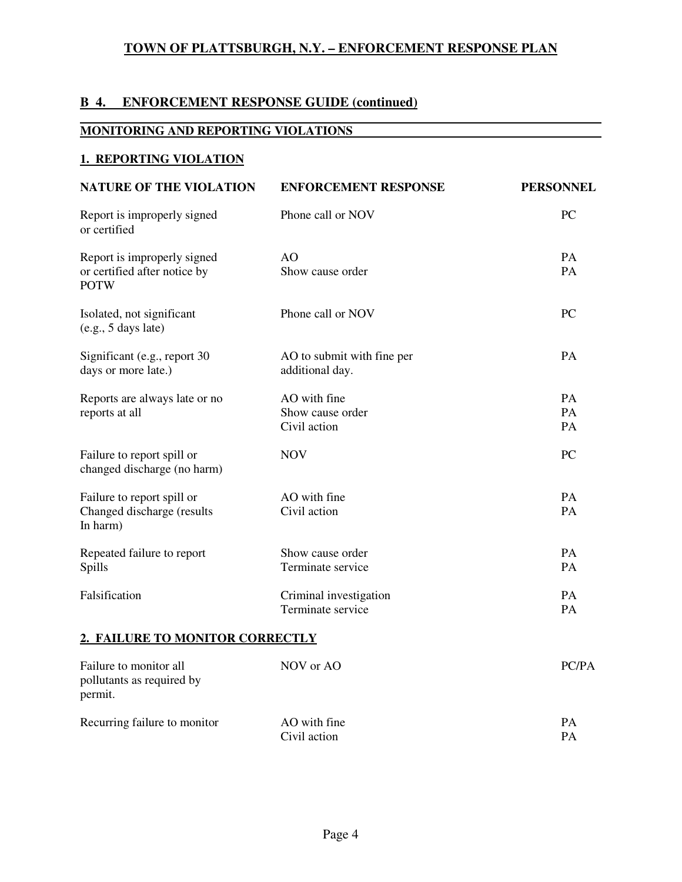## B 4. ENFORCEMENT RESPONSE GUIDE (continued)

### MONITORING AND REPORTING VIOLATIONS

### 1. REPORTING VIOLATION

| NATURE OF THE VIOLATION | ENFORCEMENT RESPONSE | PERSONNEL |
|---|---|---|
| Report is improperly signed or certified | Phone call or NOV | PC |
| Report is improperly signed or certified after notice by POTW | AO<br>Show cause order | PA<br>PA |
| Isolated, not significant (e.g., 5 days late) | Phone call or NOV | PC |
| Significant (e.g., report 30 days or more late.) | AO to submit with fine per additional day. | PA |
| Reports are always late or no reports at all | AO with fine<br>Show cause order<br>Civil action | PA<br>PA<br>PA |
| Failure to report spill or changed discharge (no harm) | NOV | PC |
| Failure to report spill or Changed discharge (results In harm) | AO with fine<br>Civil action | PA<br>PA |
| Repeated failure to report Spills | Show cause order<br>Terminate service | PA<br>PA |
| Falsification | Criminal investigation<br>Terminate service | PA<br>PA |

### 2. FAILURE TO MONITOR CORRECTLY

| NATURE OF THE VIOLATION | ENFORCEMENT RESPONSE | PERSONNEL |
|---|---|---|
| Failure to monitor all pollutants as required by permit. | NOV or AO | PC/PA |
| Recurring failure to monitor | AO with fine<br>Civil action | PA<br>PA |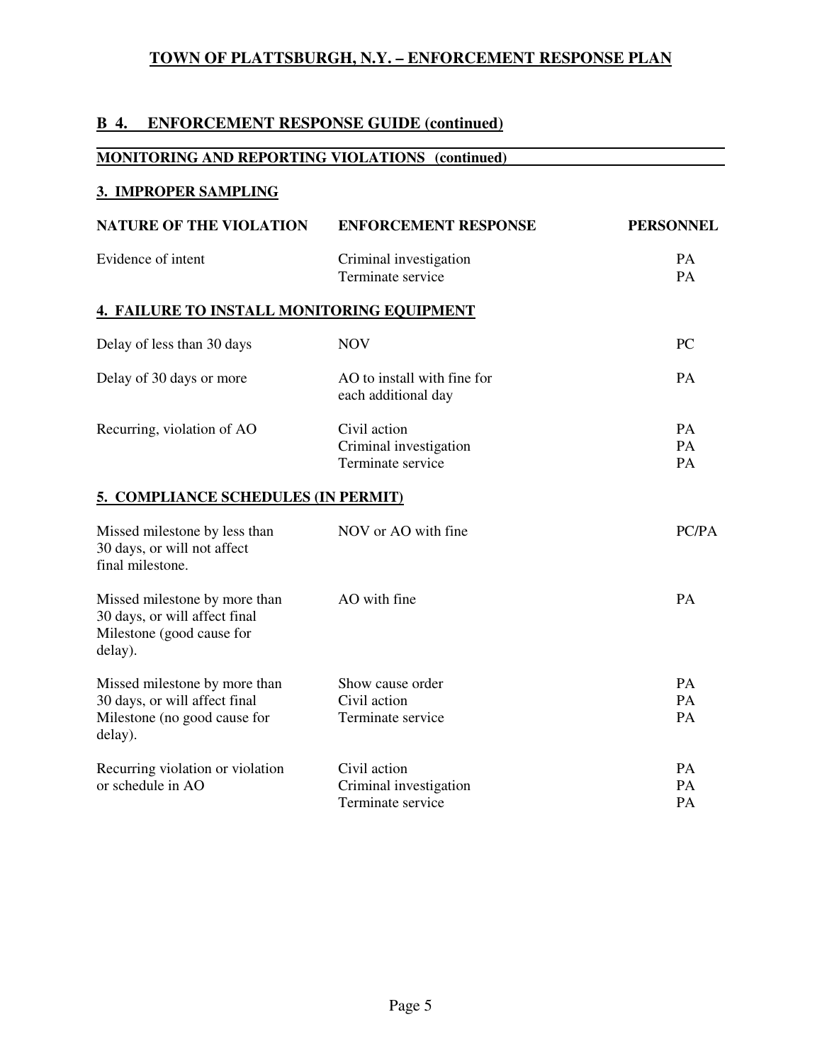## B 4. ENFORCEMENT RESPONSE GUIDE (continued)

### MONITORING AND REPORTING VIOLATIONS (continued)

#### 3. IMPROPER SAMPLING

| NATURE OF THE VIOLATION | ENFORCEMENT RESPONSE | PERSONNEL |
|---|---|---|
| Evidence of intent | Criminal investigation<br>Terminate service | PA<br>PA |

#### 4. FAILURE TO INSTALL MONITORING EQUIPMENT

| NATURE OF THE VIOLATION | ENFORCEMENT RESPONSE | PERSONNEL |
|---|---|---|
| Delay of less than 30 days | NOV | PC |
| Delay of 30 days or more | AO to install with fine for each additional day | PA |
| Recurring, violation of AO | Civil action<br>Criminal investigation<br>Terminate service | PA<br>PA<br>PA |

#### 5. COMPLIANCE SCHEDULES (IN PERMIT)

| NATURE OF THE VIOLATION | ENFORCEMENT RESPONSE | PERSONNEL |
|---|---|---|
| Missed milestone by less than 30 days, or will not affect final milestone. | NOV or AO with fine | PC/PA |
| Missed milestone by more than 30 days, or will affect final Milestone (good cause for delay). | AO with fine | PA |
| Missed milestone by more than 30 days, or will affect final Milestone (no good cause for delay). | Show cause order<br>Civil action<br>Terminate service | PA<br>PA<br>PA |
| Recurring violation or violation or schedule in AO | Civil action<br>Criminal investigation<br>Terminate service | PA<br>PA<br>PA |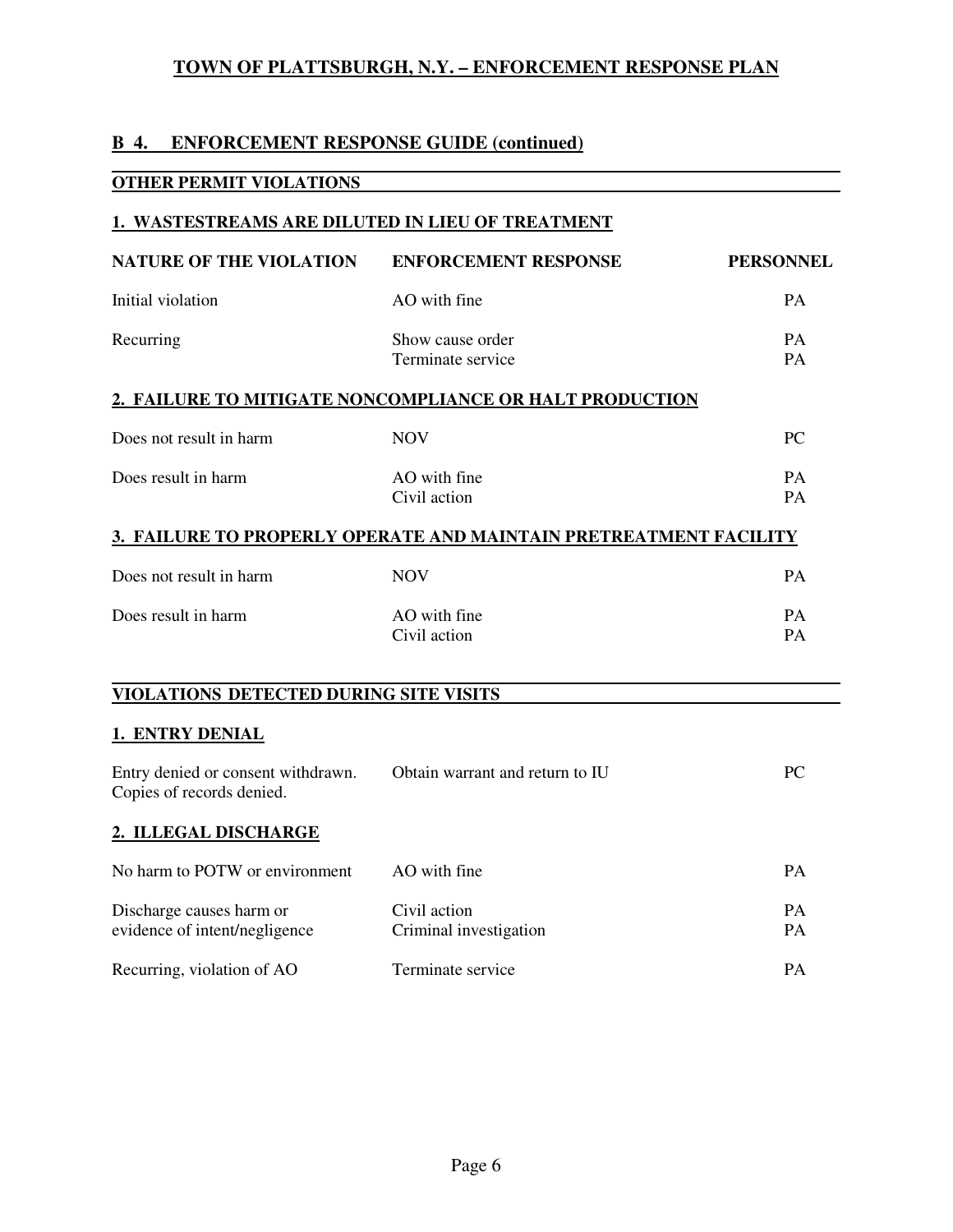## B 4. ENFORCEMENT RESPONSE GUIDE (continued)

### OTHER PERMIT VIOLATIONS

#### 1. WASTESTREAMS ARE DILUTED IN LIEU OF TREATMENT

| NATURE OF THE VIOLATION | ENFORCEMENT RESPONSE | PERSONNEL |
|---|---|---|
| Initial violation | AO with fine | PA |
| Recurring | Show cause order<br>Terminate service | PA<br>PA |

#### 2. FAILURE TO MITIGATE NONCOMPLIANCE OR HALT PRODUCTION

| NATURE OF THE VIOLATION | ENFORCEMENT RESPONSE | PERSONNEL |
|---|---|---|
| Does not result in harm | NOV | PC |
| Does result in harm | AO with fine<br>Civil action | PA<br>PA |

#### 3. FAILURE TO PROPERLY OPERATE AND MAINTAIN PRETREATMENT FACILITY

| NATURE OF THE VIOLATION | ENFORCEMENT RESPONSE | PERSONNEL |
|---|---|---|
| Does not result in harm | NOV | PA |
| Does result in harm | AO with fine<br>Civil action | PA<br>PA |

### VIOLATIONS DETECTED DURING SITE VISITS

#### 1. ENTRY DENIAL

| NATURE OF THE VIOLATION | ENFORCEMENT RESPONSE | PERSONNEL |
|---|---|---|
| Entry denied or consent withdrawn. Copies of records denied. | Obtain warrant and return to IU | PC |

#### 2. ILLEGAL DISCHARGE

| NATURE OF THE VIOLATION | ENFORCEMENT RESPONSE | PERSONNEL |
|---|---|---|
| No harm to POTW or environment | AO with fine | PA |
| Discharge causes harm or evidence of intent/negligence | Civil action<br>Criminal investigation | PA<br>PA |
| Recurring, violation of AO | Terminate service | PA |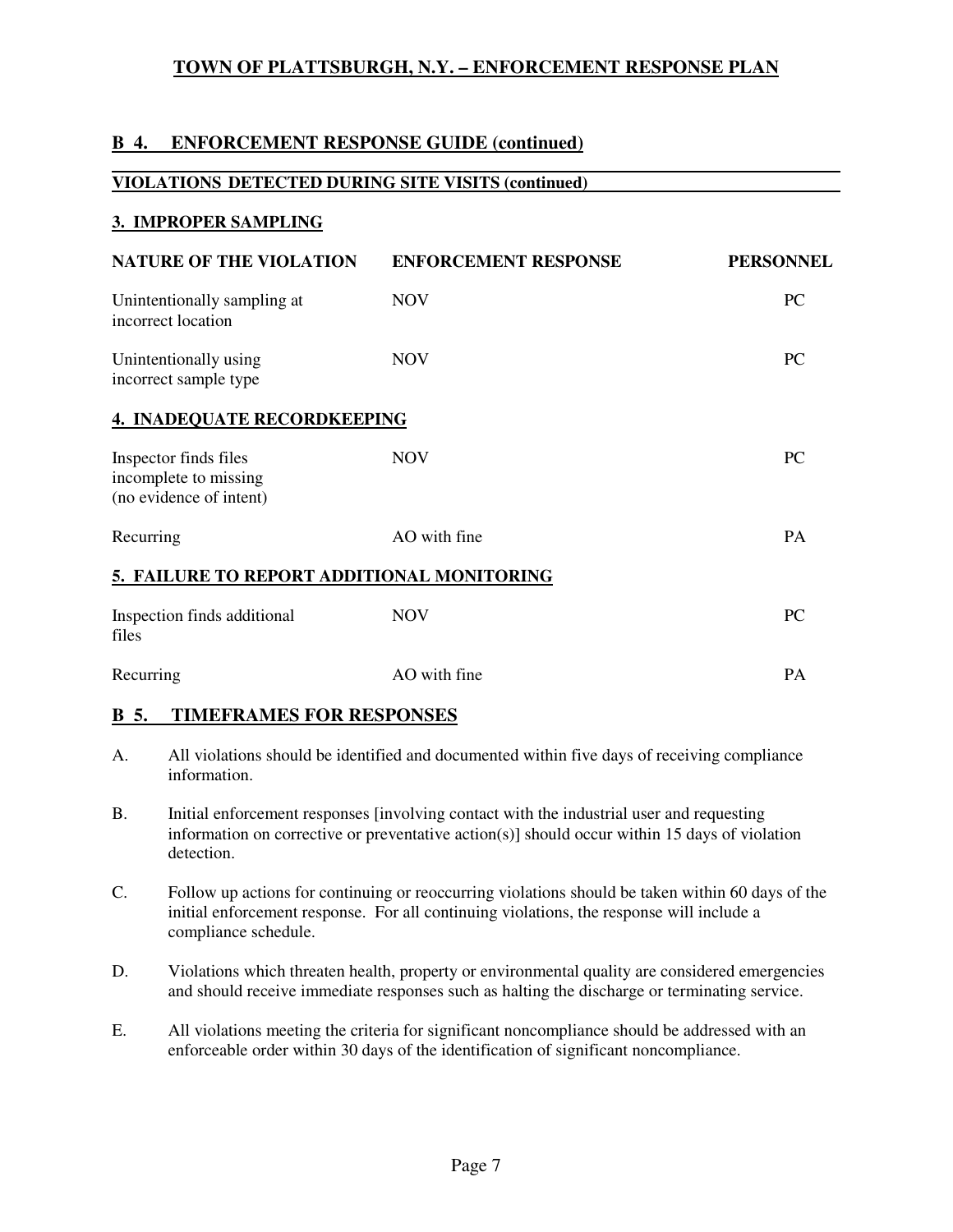## B 4. ENFORCEMENT RESPONSE GUIDE (continued)

**VIOLATIONS DETECTED DURING SITE VISITS (continued)**

### 3. IMPROPER SAMPLING

| NATURE OF THE VIOLATION | ENFORCEMENT RESPONSE | PERSONNEL |
|---|---|---|
| Unintentionally sampling at incorrect location | NOV | PC |
| Unintentionally using incorrect sample type | NOV | PC |

### 4. INADEQUATE RECORDKEEPING

| NATURE OF THE VIOLATION | ENFORCEMENT RESPONSE | PERSONNEL |
|---|---|---|
| Inspector finds files incomplete to missing (no evidence of intent) | NOV | PC |
| Recurring | AO with fine | PA |

### 5. FAILURE TO REPORT ADDITIONAL MONITORING

| NATURE OF THE VIOLATION | ENFORCEMENT RESPONSE | PERSONNEL |
|---|---|---|
| Inspection finds additional files | NOV | PC |
| Recurring | AO with fine | PA |

## B 5. TIMEFRAMES FOR RESPONSES

A. All violations should be identified and documented within five days of receiving compliance information.

B. Initial enforcement responses [involving contact with the industrial user and requesting information on corrective or preventative action(s)] should occur within 15 days of violation detection.

C. Follow up actions for continuing or reoccurring violations should be taken within 60 days of the initial enforcement response. For all continuing violations, the response will include a compliance schedule.

D. Violations which threaten health, property or environmental quality are considered emergencies and should receive immediate responses such as halting the discharge or terminating service.

E. All violations meeting the criteria for significant noncompliance should be addressed with an enforceable order within 30 days of the identification of significant noncompliance.